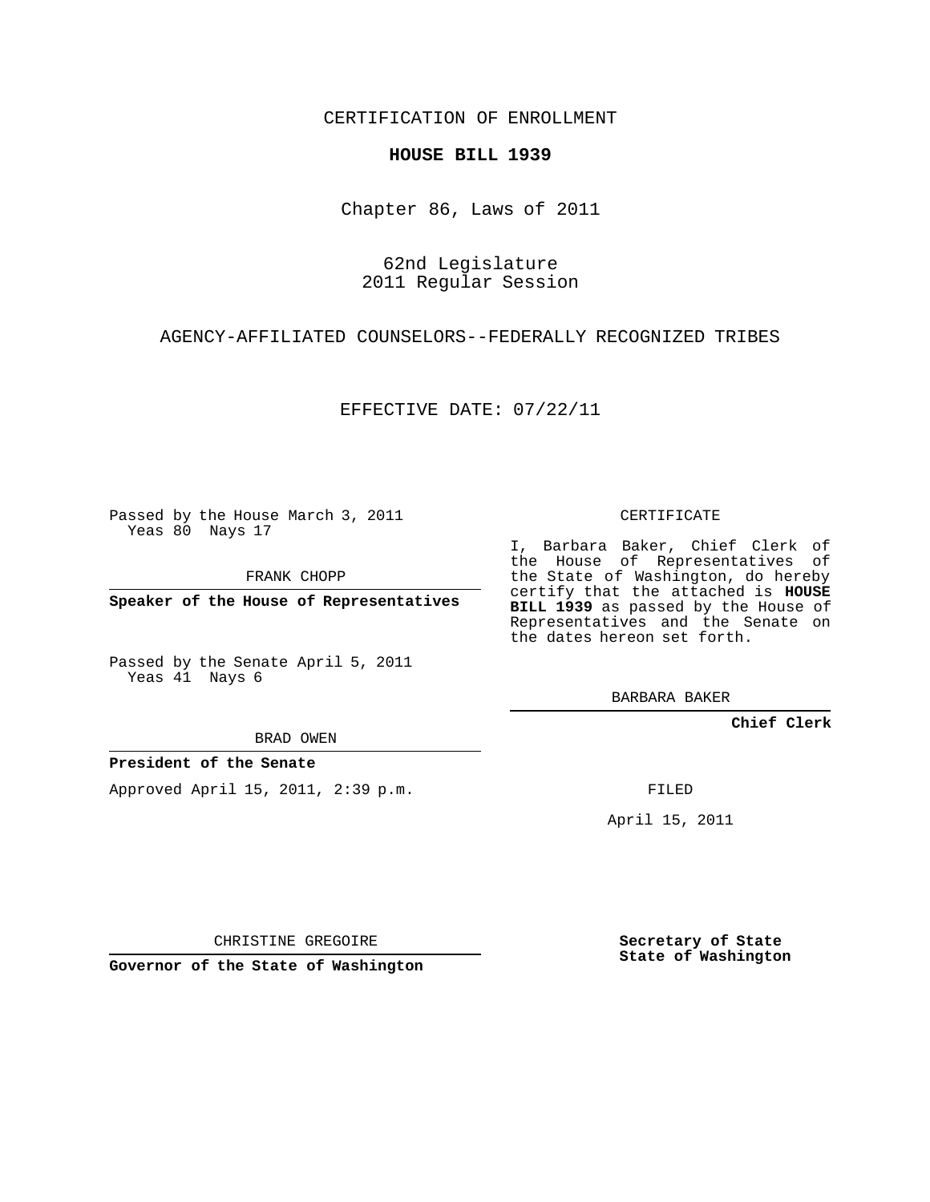CERTIFICATION OF ENROLLMENT

**HOUSE BILL 1939**

Chapter 86, Laws of 2011

62nd Legislature
2011 Regular Session

AGENCY-AFFILIATED COUNSELORS--FEDERALLY RECOGNIZED TRIBES

EFFECTIVE DATE: 07/22/11

Passed by the House March 3, 2011
Yeas 80 Nays 17

FRANK CHOPP

**Speaker of the House of Representatives**

Passed by the Senate April 5, 2011
Yeas 41 Nays 6

BRAD OWEN

**President of the Senate**

Approved April 15, 2011, 2:39 p.m.

CHRISTINE GREGOIRE

**Governor of the State of Washington**

CERTIFICATE

I, Barbara Baker, Chief Clerk of the House of Representatives of the State of Washington, do hereby certify that the attached is **HOUSE BILL 1939** as passed by the House of Representatives and the Senate on the dates hereon set forth.

BARBARA BAKER

**Chief Clerk**

FILED

April 15, 2011

**Secretary of State**
**State of Washington**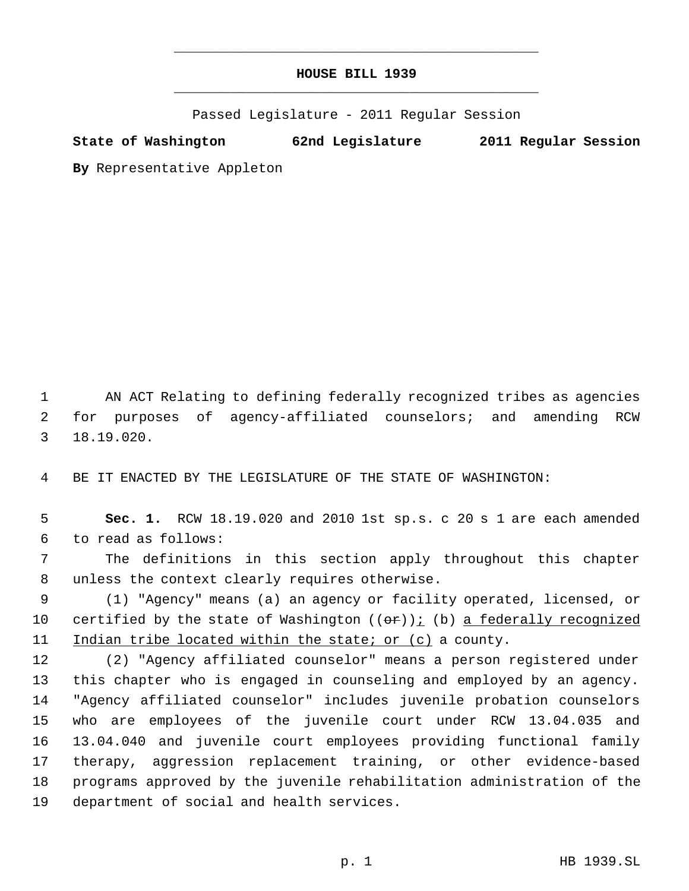# HOUSE BILL 1939

Passed Legislature - 2011 Regular Session

**State of Washington 62nd Legislature 2011 Regular Session**

**By** Representative Appleton

AN ACT Relating to defining federally recognized tribes as agencies for purposes of agency-affiliated counselors; and amending RCW 18.19.020.

BE IT ENACTED BY THE LEGISLATURE OF THE STATE OF WASHINGTON:

**Sec. 1.** RCW 18.19.020 and 2010 1st sp.s. c 20 s 1 are each amended to read as follows:

The definitions in this section apply throughout this chapter unless the context clearly requires otherwise.

(1) "Agency" means (a) an agency or facility operated, licensed, or certified by the state of Washington ((~~or~~)); (b) <u>a federally recognized Indian tribe located within the state; or (c)</u> a county.

(2) "Agency affiliated counselor" means a person registered under this chapter who is engaged in counseling and employed by an agency. "Agency affiliated counselor" includes juvenile probation counselors who are employees of the juvenile court under RCW 13.04.035 and 13.04.040 and juvenile court employees providing functional family therapy, aggression replacement training, or other evidence-based programs approved by the juvenile rehabilitation administration of the department of social and health services.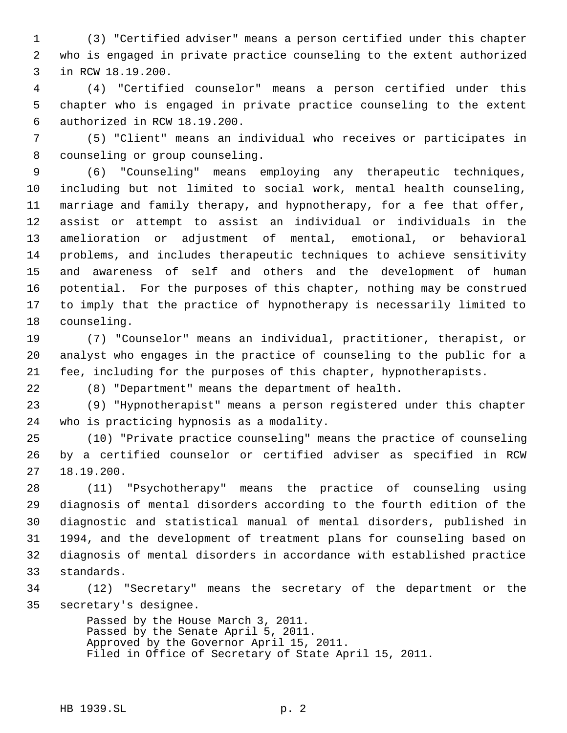(3) "Certified adviser" means a person certified under this chapter who is engaged in private practice counseling to the extent authorized in RCW 18.19.200.

(4) "Certified counselor" means a person certified under this chapter who is engaged in private practice counseling to the extent authorized in RCW 18.19.200.

(5) "Client" means an individual who receives or participates in counseling or group counseling.

(6) "Counseling" means employing any therapeutic techniques, including but not limited to social work, mental health counseling, marriage and family therapy, and hypnotherapy, for a fee that offer, assist or attempt to assist an individual or individuals in the amelioration or adjustment of mental, emotional, or behavioral problems, and includes therapeutic techniques to achieve sensitivity and awareness of self and others and the development of human potential. For the purposes of this chapter, nothing may be construed to imply that the practice of hypnotherapy is necessarily limited to counseling.

(7) "Counselor" means an individual, practitioner, therapist, or analyst who engages in the practice of counseling to the public for a fee, including for the purposes of this chapter, hypnotherapists.

(8) "Department" means the department of health.

(9) "Hypnotherapist" means a person registered under this chapter who is practicing hypnosis as a modality.

(10) "Private practice counseling" means the practice of counseling by a certified counselor or certified adviser as specified in RCW 18.19.200.

(11) "Psychotherapy" means the practice of counseling using diagnosis of mental disorders according to the fourth edition of the diagnostic and statistical manual of mental disorders, published in 1994, and the development of treatment plans for counseling based on diagnosis of mental disorders in accordance with established practice standards.

(12) "Secretary" means the secretary of the department or the secretary's designee.

Passed by the House March 3, 2011.
Passed by the Senate April 5, 2011.
Approved by the Governor April 15, 2011.
Filed in Office of Secretary of State April 15, 2011.